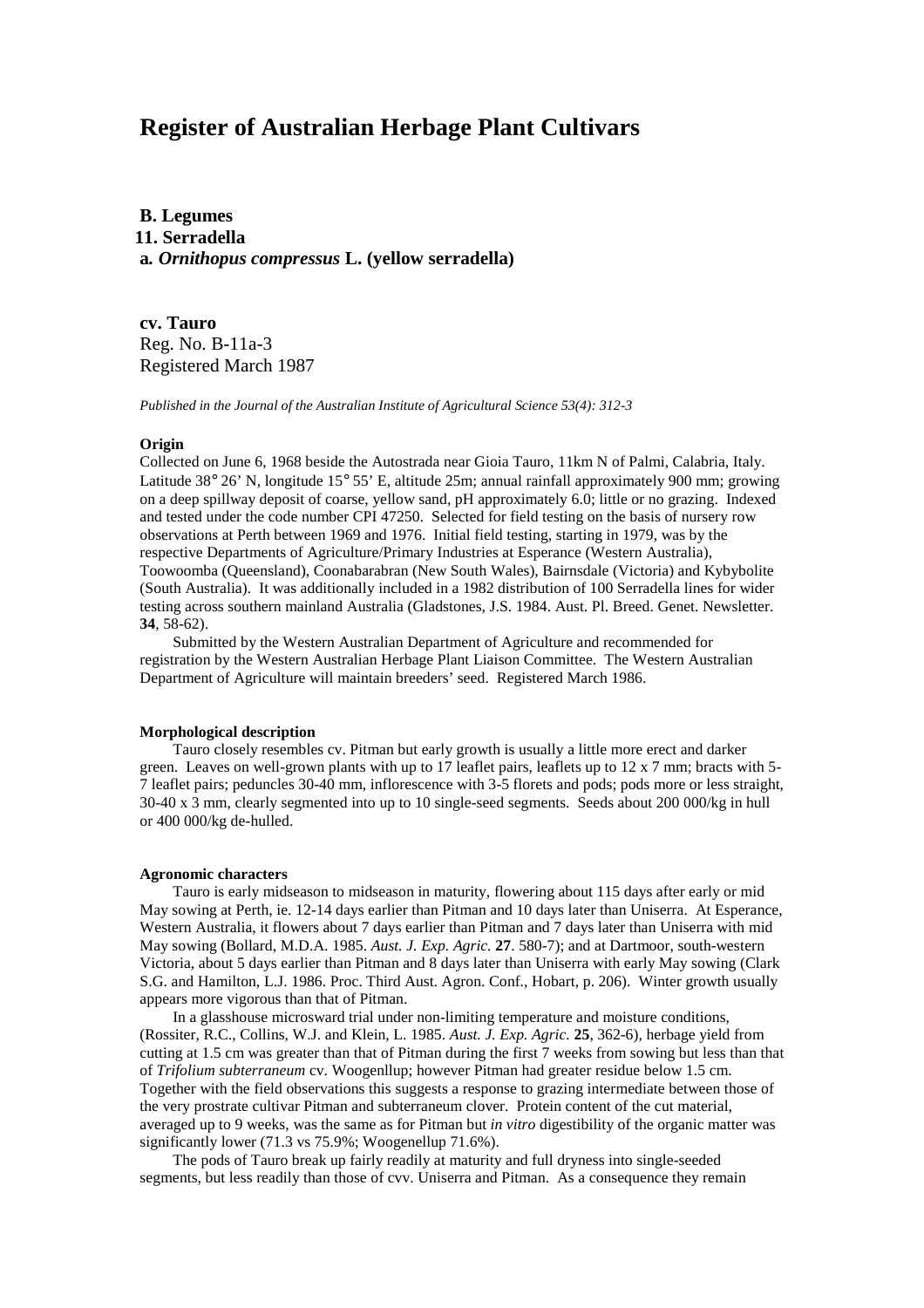# Register of Australian Herbage Plant Cultivars

**B. Legumes**
**11. Serradella**
**a. *Ornithopus compressus* L. (yellow serradella)**

**cv. Tauro**
Reg. No. B-11a-3
Registered March 1987

*Published in the Journal of the Australian Institute of Agricultural Science 53(4): 312-3*

**Origin**

Collected on June 6, 1968 beside the Autostrada near Gioia Tauro, 11km N of Palmi, Calabria, Italy. Latitude 38° 26' N, longitude 15° 55' E, altitude 25m; annual rainfall approximately 900 mm; growing on a deep spillway deposit of coarse, yellow sand, pH approximately 6.0; little or no grazing. Indexed and tested under the code number CPI 47250. Selected for field testing on the basis of nursery row observations at Perth between 1969 and 1976. Initial field testing, starting in 1979, was by the respective Departments of Agriculture/Primary Industries at Esperance (Western Australia), Toowoomba (Queensland), Coonabarabran (New South Wales), Bairnsdale (Victoria) and Kybybolite (South Australia). It was additionally included in a 1982 distribution of 100 Serradella lines for wider testing across southern mainland Australia (Gladstones, J.S. 1984. Aust. Pl. Breed. Genet. Newsletter. **34**, 58-62).

Submitted by the Western Australian Department of Agriculture and recommended for registration by the Western Australian Herbage Plant Liaison Committee. The Western Australian Department of Agriculture will maintain breeders' seed. Registered March 1986.

**Morphological description**

Tauro closely resembles cv. Pitman but early growth is usually a little more erect and darker green. Leaves on well-grown plants with up to 17 leaflet pairs, leaflets up to 12 x 7 mm; bracts with 5-7 leaflet pairs; peduncles 30-40 mm, inflorescence with 3-5 florets and pods; pods more or less straight, 30-40 x 3 mm, clearly segmented into up to 10 single-seed segments. Seeds about 200 000/kg in hull or 400 000/kg de-hulled.

**Agronomic characters**

Tauro is early midseason to midseason in maturity, flowering about 115 days after early or mid May sowing at Perth, ie. 12-14 days earlier than Pitman and 10 days later than Uniserra. At Esperance, Western Australia, it flowers about 7 days earlier than Pitman and 7 days later than Uniserra with mid May sowing (Bollard, M.D.A. 1985. *Aust. J. Exp. Agric.* **27**. 580-7); and at Dartmoor, south-western Victoria, about 5 days earlier than Pitman and 8 days later than Uniserra with early May sowing (Clark S.G. and Hamilton, L.J. 1986. Proc. Third Aust. Agron. Conf., Hobart, p. 206). Winter growth usually appears more vigorous than that of Pitman.

In a glasshouse microsward trial under non-limiting temperature and moisture conditions, (Rossiter, R.C., Collins, W.J. and Klein, L. 1985. *Aust. J. Exp. Agric.* **25**, 362-6), herbage yield from cutting at 1.5 cm was greater than that of Pitman during the first 7 weeks from sowing but less than that of *Trifolium subterraneum* cv. Woogenllup; however Pitman had greater residue below 1.5 cm. Together with the field observations this suggests a response to grazing intermediate between those of the very prostrate cultivar Pitman and subterraneum clover. Protein content of the cut material, averaged up to 9 weeks, was the same as for Pitman but *in vitro* digestibility of the organic matter was significantly lower (71.3 vs 75.9%; Woogenellup 71.6%).

The pods of Tauro break up fairly readily at maturity and full dryness into single-seeded segments, but less readily than those of cvv. Uniserra and Pitman. As a consequence they remain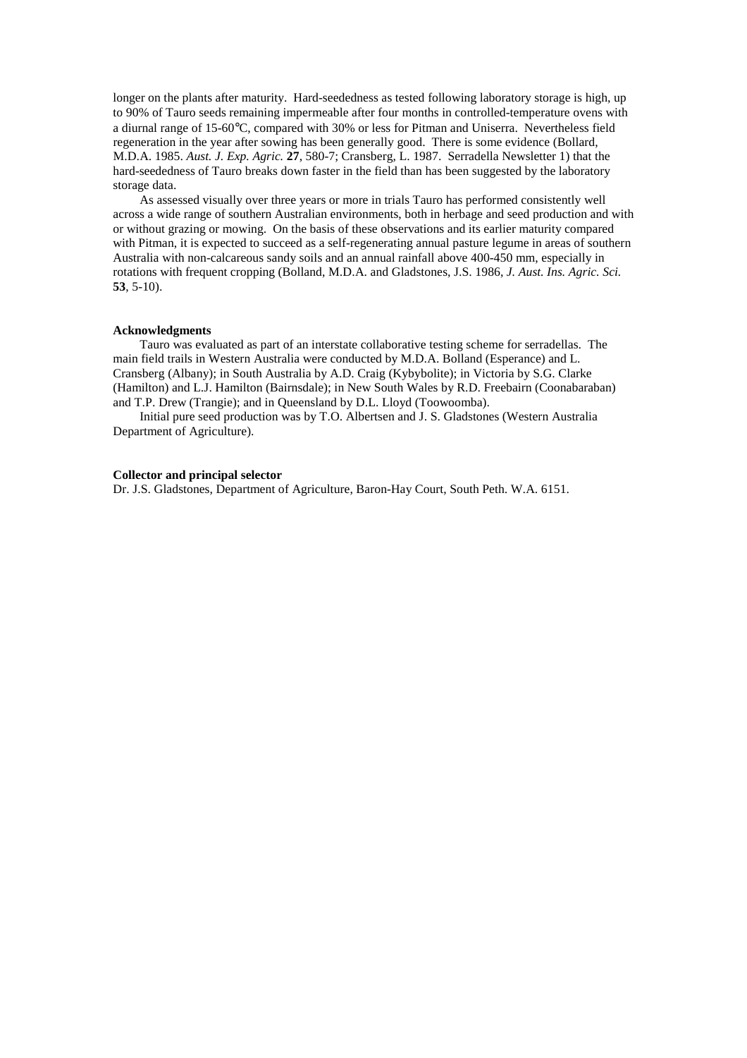longer on the plants after maturity. Hard-seededness as tested following laboratory storage is high, up to 90% of Tauro seeds remaining impermeable after four months in controlled-temperature ovens with a diurnal range of 15-60°C, compared with 30% or less for Pitman and Uniserra. Nevertheless field regeneration in the year after sowing has been generally good. There is some evidence (Bollard, M.D.A. 1985. *Aust. J. Exp. Agric.* **27**, 580-7; Cransberg, L. 1987. Serradella Newsletter 1) that the hard-seededness of Tauro breaks down faster in the field than has been suggested by the laboratory storage data.

As assessed visually over three years or more in trials Tauro has performed consistently well across a wide range of southern Australian environments, both in herbage and seed production and with or without grazing or mowing. On the basis of these observations and its earlier maturity compared with Pitman, it is expected to succeed as a self-regenerating annual pasture legume in areas of southern Australia with non-calcareous sandy soils and an annual rainfall above 400-450 mm, especially in rotations with frequent cropping (Bolland, M.D.A. and Gladstones, J.S. 1986, *J. Aust. Ins. Agric. Sci.* **53**, 5-10).

**Acknowledgments**

Tauro was evaluated as part of an interstate collaborative testing scheme for serradellas. The main field trails in Western Australia were conducted by M.D.A. Bolland (Esperance) and L. Cransberg (Albany); in South Australia by A.D. Craig (Kybybolite); in Victoria by S.G. Clarke (Hamilton) and L.J. Hamilton (Bairnsdale); in New South Wales by R.D. Freebairn (Coonabaraban) and T.P. Drew (Trangie); and in Queensland by D.L. Lloyd (Toowoomba).

Initial pure seed production was by T.O. Albertsen and J. S. Gladstones (Western Australia Department of Agriculture).

**Collector and principal selector**

Dr. J.S. Gladstones, Department of Agriculture, Baron-Hay Court, South Peth. W.A. 6151.